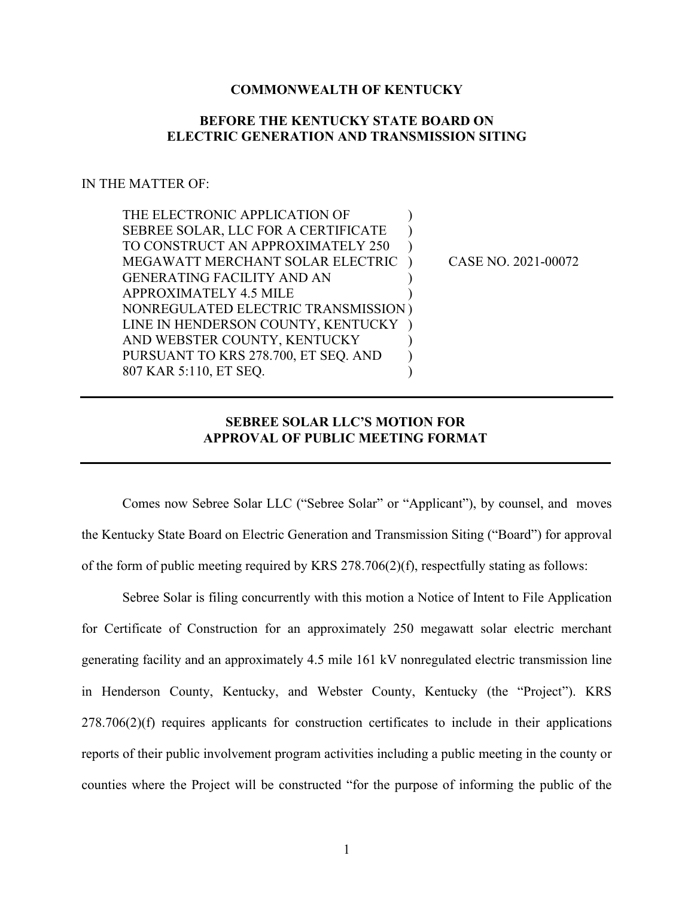**COMMONWEALTH OF KENTUCKY**

**BEFORE THE KENTUCKY STATE BOARD ON ELECTRIC GENERATION AND TRANSMISSION SITING**

IN THE MATTER OF:

| | | |
|---|---|---|
| THE ELECTRONIC APPLICATION OF SEBREE SOLAR, LLC FOR A CERTIFICATE TO CONSTRUCT AN APPROXIMATELY 250 MEGAWATT MERCHANT SOLAR ELECTRIC GENERATING FACILITY AND AN APPROXIMATELY 4.5 MILE NONREGULATED ELECTRIC TRANSMISSION LINE IN HENDERSON COUNTY, KENTUCKY AND WEBSTER COUNTY, KENTUCKY PURSUANT TO KRS 278.700, ET SEQ. AND 807 KAR 5:110, ET SEQ. | ) | CASE NO. 2021-00072 |

---

## SEBREE SOLAR LLC'S MOTION FOR APPROVAL OF PUBLIC MEETING FORMAT

---

Comes now Sebree Solar LLC ("Sebree Solar" or "Applicant"), by counsel, and moves the Kentucky State Board on Electric Generation and Transmission Siting ("Board") for approval of the form of public meeting required by KRS 278.706(2)(f), respectfully stating as follows:

Sebree Solar is filing concurrently with this motion a Notice of Intent to File Application for Certificate of Construction for an approximately 250 megawatt solar electric merchant generating facility and an approximately 4.5 mile 161 kV nonregulated electric transmission line in Henderson County, Kentucky, and Webster County, Kentucky (the "Project"). KRS 278.706(2)(f) requires applicants for construction certificates to include in their applications reports of their public involvement program activities including a public meeting in the county or counties where the Project will be constructed "for the purpose of informing the public of the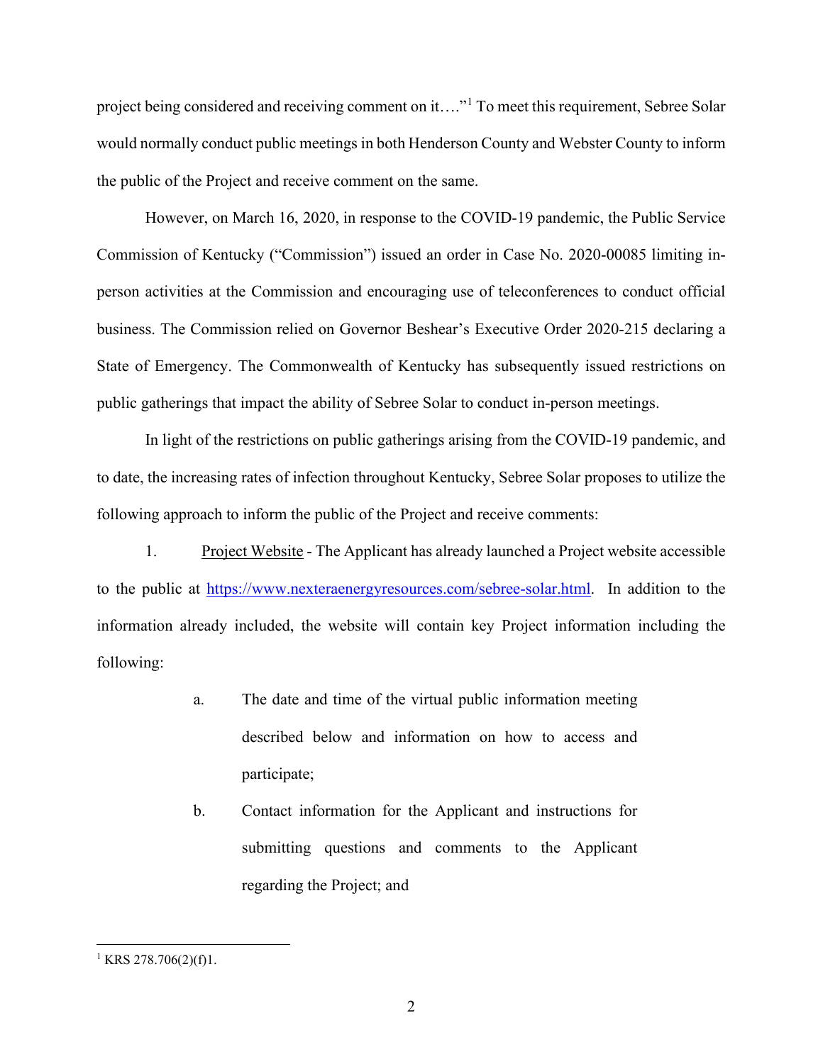project being considered and receiving comment on it…."[1] To meet this requirement, Sebree Solar would normally conduct public meetings in both Henderson County and Webster County to inform the public of the Project and receive comment on the same.

However, on March 16, 2020, in response to the COVID-19 pandemic, the Public Service Commission of Kentucky ("Commission") issued an order in Case No. 2020-00085 limiting in-person activities at the Commission and encouraging use of teleconferences to conduct official business. The Commission relied on Governor Beshear's Executive Order 2020-215 declaring a State of Emergency. The Commonwealth of Kentucky has subsequently issued restrictions on public gatherings that impact the ability of Sebree Solar to conduct in-person meetings.

In light of the restrictions on public gatherings arising from the COVID-19 pandemic, and to date, the increasing rates of infection throughout Kentucky, Sebree Solar proposes to utilize the following approach to inform the public of the Project and receive comments:

1. <u>Project Website</u> - The Applicant has already launched a Project website accessible to the public at [https://www.nexteraenergyresources.com/sebree-solar.html](https://www.nexteraenergyresources.com/sebree-solar.html). In addition to the information already included, the website will contain key Project information including the following:

   a. The date and time of the virtual public information meeting described below and information on how to access and participate;

   b. Contact information for the Applicant and instructions for submitting questions and comments to the Applicant regarding the Project; and

---

[1] KRS 278.706(2)(f)1.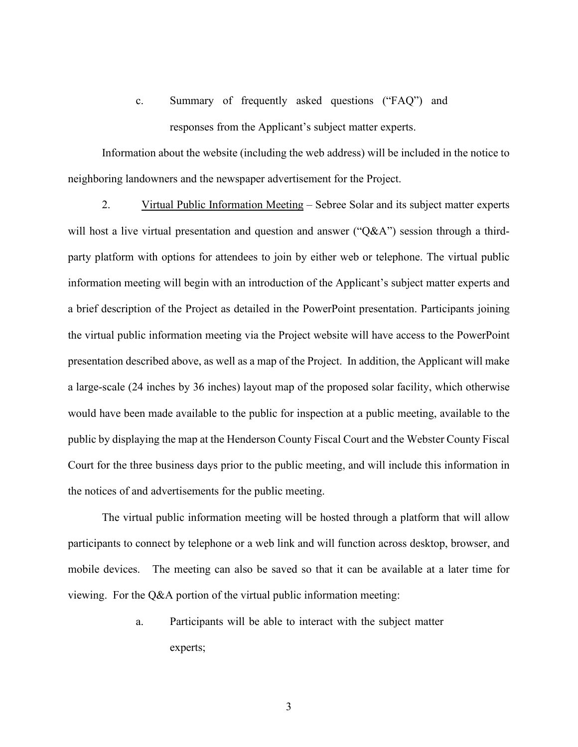c. Summary of frequently asked questions ("FAQ") and responses from the Applicant's subject matter experts.

Information about the website (including the web address) will be included in the notice to neighboring landowners and the newspaper advertisement for the Project.

2. Virtual Public Information Meeting – Sebree Solar and its subject matter experts will host a live virtual presentation and question and answer ("Q&A") session through a third-party platform with options for attendees to join by either web or telephone. The virtual public information meeting will begin with an introduction of the Applicant's subject matter experts and a brief description of the Project as detailed in the PowerPoint presentation. Participants joining the virtual public information meeting via the Project website will have access to the PowerPoint presentation described above, as well as a map of the Project. In addition, the Applicant will make a large-scale (24 inches by 36 inches) layout map of the proposed solar facility, which otherwise would have been made available to the public for inspection at a public meeting, available to the public by displaying the map at the Henderson County Fiscal Court and the Webster County Fiscal Court for the three business days prior to the public meeting, and will include this information in the notices of and advertisements for the public meeting.

The virtual public information meeting will be hosted through a platform that will allow participants to connect by telephone or a web link and will function across desktop, browser, and mobile devices. The meeting can also be saved so that it can be available at a later time for viewing. For the Q&A portion of the virtual public information meeting:

a. Participants will be able to interact with the subject matter experts;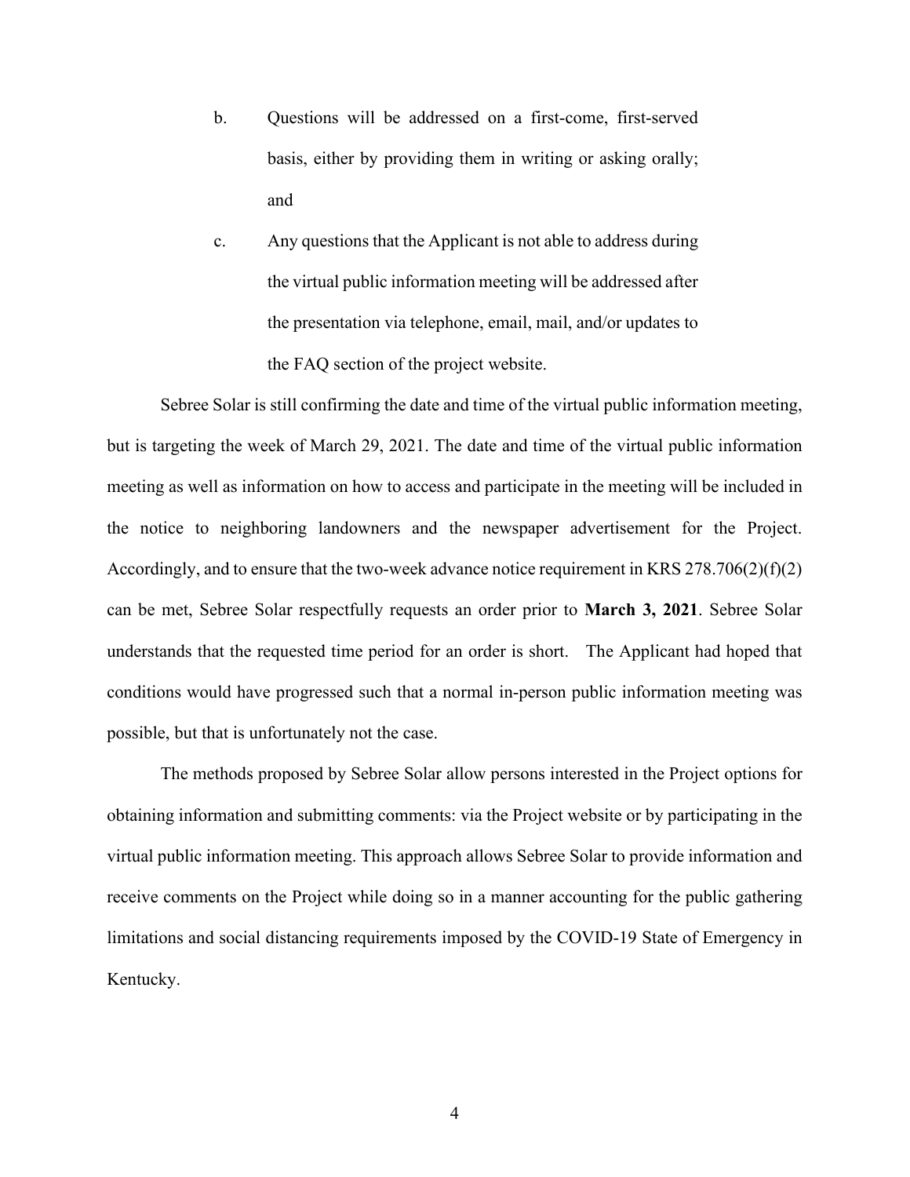b. Questions will be addressed on a first-come, first-served basis, either by providing them in writing or asking orally; and

c. Any questions that the Applicant is not able to address during the virtual public information meeting will be addressed after the presentation via telephone, email, mail, and/or updates to the FAQ section of the project website.

Sebree Solar is still confirming the date and time of the virtual public information meeting, but is targeting the week of March 29, 2021. The date and time of the virtual public information meeting as well as information on how to access and participate in the meeting will be included in the notice to neighboring landowners and the newspaper advertisement for the Project. Accordingly, and to ensure that the two-week advance notice requirement in KRS 278.706(2)(f)(2) can be met, Sebree Solar respectfully requests an order prior to **March 3, 2021**. Sebree Solar understands that the requested time period for an order is short. The Applicant had hoped that conditions would have progressed such that a normal in-person public information meeting was possible, but that is unfortunately not the case.

The methods proposed by Sebree Solar allow persons interested in the Project options for obtaining information and submitting comments: via the Project website or by participating in the virtual public information meeting. This approach allows Sebree Solar to provide information and receive comments on the Project while doing so in a manner accounting for the public gathering limitations and social distancing requirements imposed by the COVID-19 State of Emergency in Kentucky.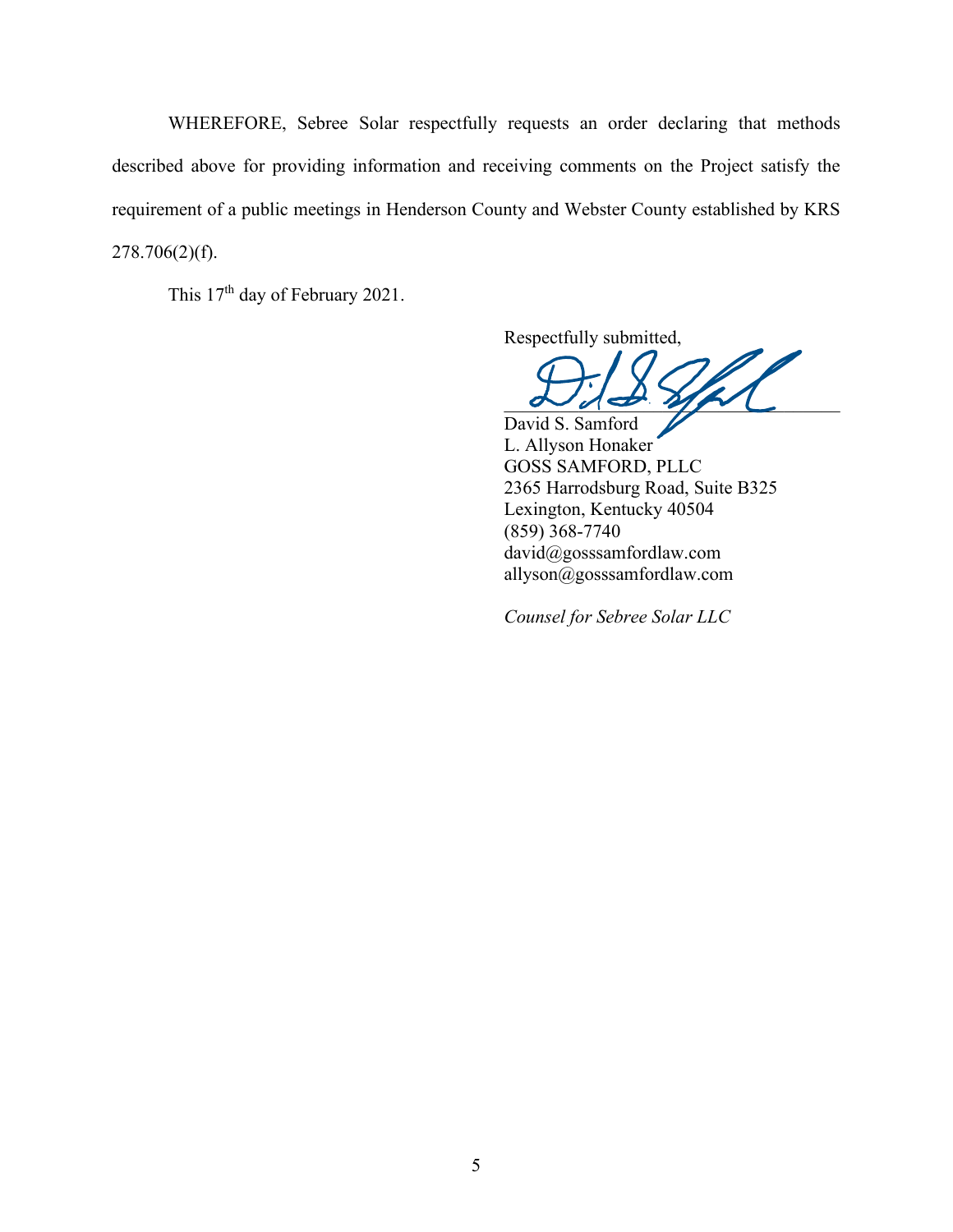WHEREFORE, Sebree Solar respectfully requests an order declaring that methods described above for providing information and receiving comments on the Project satisfy the requirement of a public meetings in Henderson County and Webster County established by KRS 278.706(2)(f).

This 17th day of February 2021.

Respectfully submitted,

David S. Samford  
L. Allyson Honaker  
GOSS SAMFORD, PLLC  
2365 Harrodsburg Road, Suite B325  
Lexington, Kentucky 40504  
(859) 368-7740  
david@gosssamfordlaw.com  
allyson@gosssamfordlaw.com

*Counsel for Sebree Solar LLC*